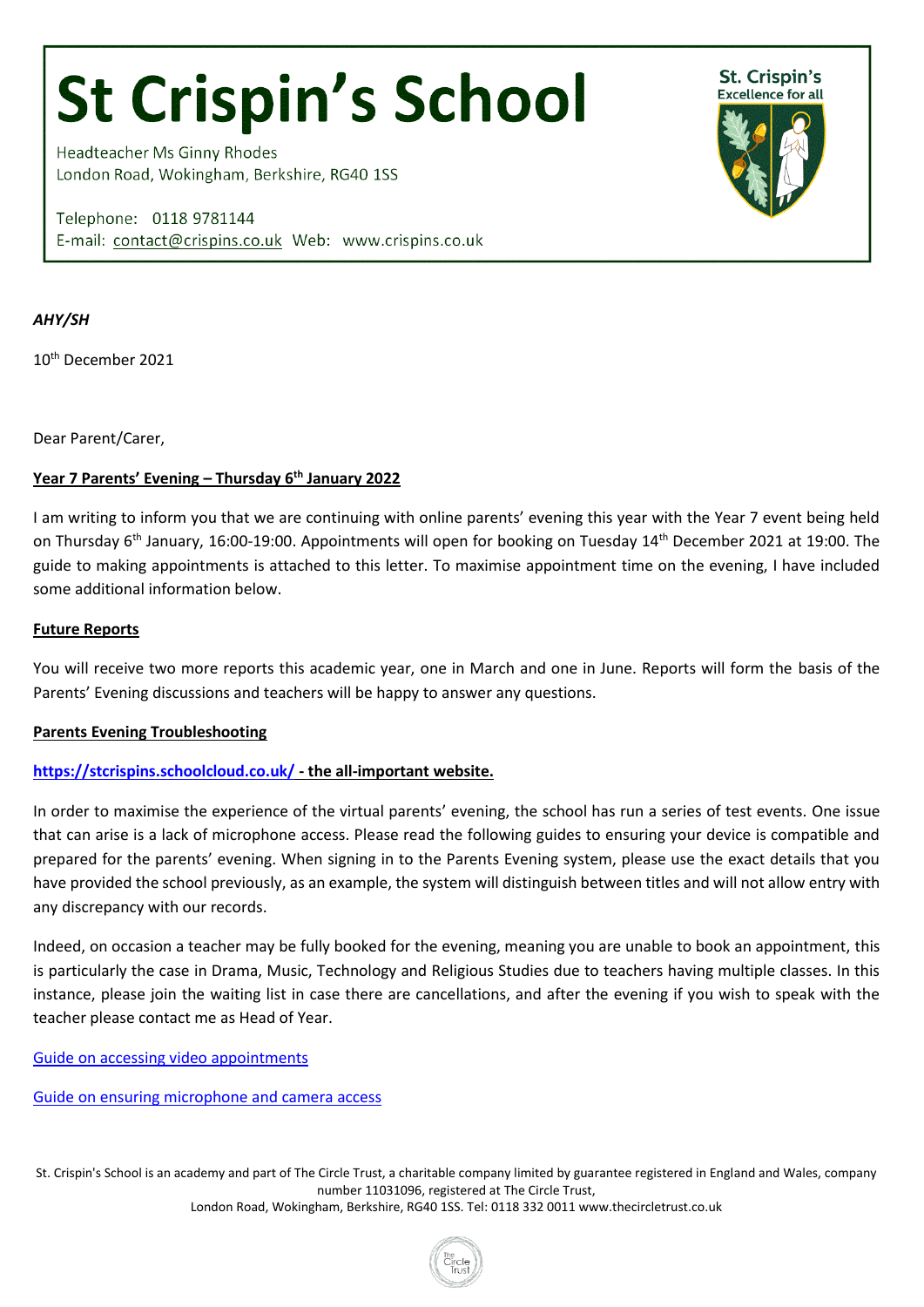# St Crispin's School

Headteacher Ms Ginny Rhodes
London Road, Wokingham, Berkshire, RG40 1SS

Telephone: 0118 9781144
E-mail: contact@crispins.co.uk Web: www.crispins.co.uk

St. Crispin's
Excellence for all

*AHY/SH*

10th December 2021

Dear Parent/Carer,

**Year 7 Parents' Evening – Thursday 6th January 2022**

I am writing to inform you that we are continuing with online parents' evening this year with the Year 7 event being held on Thursday 6th January, 16:00-19:00. Appointments will open for booking on Tuesday 14th December 2021 at 19:00. The guide to making appointments is attached to this letter. To maximise appointment time on the evening, I have included some additional information below.

**Future Reports**

You will receive two more reports this academic year, one in March and one in June. Reports will form the basis of the Parents' Evening discussions and teachers will be happy to answer any questions.

**Parents Evening Troubleshooting**

**https://stcrispins.schoolcloud.co.uk/ - the all-important website.**

In order to maximise the experience of the virtual parents' evening, the school has run a series of test events. One issue that can arise is a lack of microphone access. Please read the following guides to ensuring your device is compatible and prepared for the parents' evening. When signing in to the Parents Evening system, please use the exact details that you have provided the school previously, as an example, the system will distinguish between titles and will not allow entry with any discrepancy with our records.

Indeed, on occasion a teacher may be fully booked for the evening, meaning you are unable to book an appointment, this is particularly the case in Drama, Music, Technology and Religious Studies due to teachers having multiple classes. In this instance, please join the waiting list in case there are cancellations, and after the evening if you wish to speak with the teacher please contact me as Head of Year.

Guide on accessing video appointments

Guide on ensuring microphone and camera access

St. Crispin's School is an academy and part of The Circle Trust, a charitable company limited by guarantee registered in England and Wales, company number 11031096, registered at The Circle Trust, London Road, Wokingham, Berkshire, RG40 1SS. Tel: 0118 332 0011 www.thecircletrust.co.uk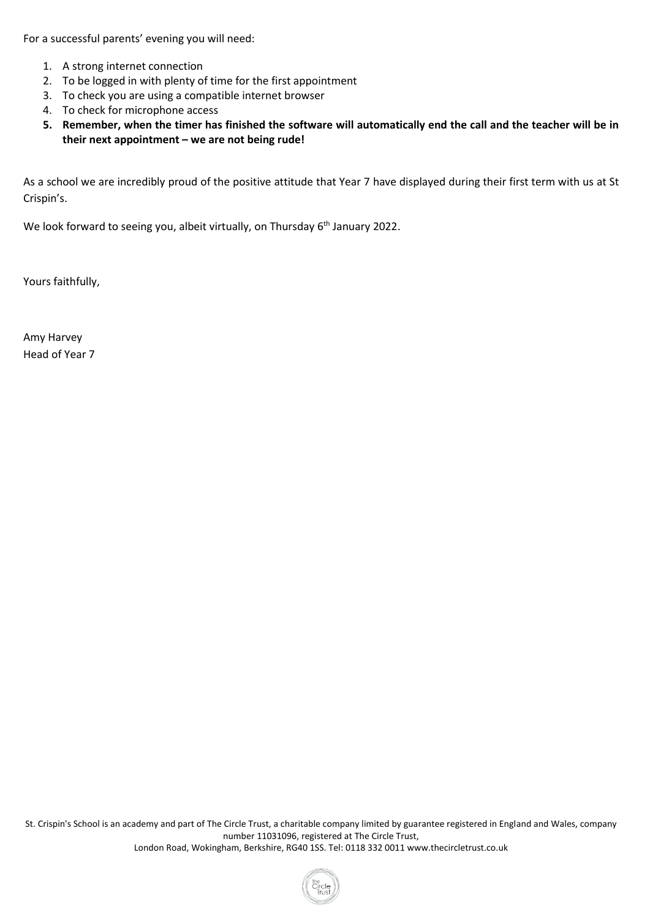For a successful parents' evening you will need:

1. A strong internet connection
2. To be logged in with plenty of time for the first appointment
3. To check you are using a compatible internet browser
4. To check for microphone access
5. **Remember, when the timer has finished the software will automatically end the call and the teacher will be in their next appointment – we are not being rude!**

As a school we are incredibly proud of the positive attitude that Year 7 have displayed during their first term with us at St Crispin's.

We look forward to seeing you, albeit virtually, on Thursday 6th January 2022.

Yours faithfully,

Amy Harvey
Head of Year 7

St. Crispin's School is an academy and part of The Circle Trust, a charitable company limited by guarantee registered in England and Wales, company number 11031096, registered at The Circle Trust,
London Road, Wokingham, Berkshire, RG40 1SS. Tel: 0118 332 0011 www.thecircletrust.co.uk